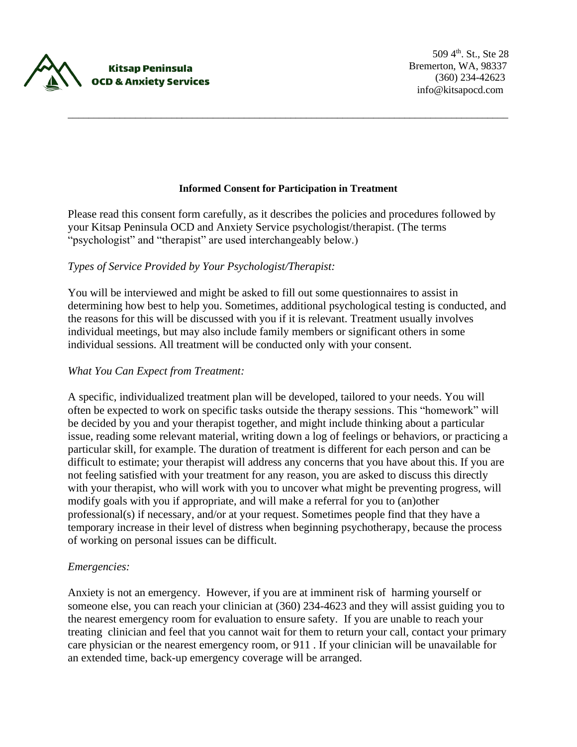Kitsap Peninsula OCD & Anxiety Services

509 4th. St., Ste 28
Bremerton, WA, 98337
(360) 234-42623
info@kitsapocd.com

---

**Informed Consent for Participation in Treatment**

Please read this consent form carefully, as it describes the policies and procedures followed by your Kitsap Peninsula OCD and Anxiety Service psychologist/therapist. (The terms "psychologist" and "therapist" are used interchangeably below.)

*Types of Service Provided by Your Psychologist/Therapist:*

You will be interviewed and might be asked to fill out some questionnaires to assist in determining how best to help you. Sometimes, additional psychological testing is conducted, and the reasons for this will be discussed with you if it is relevant. Treatment usually involves individual meetings, but may also include family members or significant others in some individual sessions. All treatment will be conducted only with your consent.

*What You Can Expect from Treatment:*

A specific, individualized treatment plan will be developed, tailored to your needs. You will often be expected to work on specific tasks outside the therapy sessions. This "homework" will be decided by you and your therapist together, and might include thinking about a particular issue, reading some relevant material, writing down a log of feelings or behaviors, or practicing a particular skill, for example. The duration of treatment is different for each person and can be difficult to estimate; your therapist will address any concerns that you have about this. If you are not feeling satisfied with your treatment for any reason, you are asked to discuss this directly with your therapist, who will work with you to uncover what might be preventing progress, will modify goals with you if appropriate, and will make a referral for you to (an)other professional(s) if necessary, and/or at your request. Sometimes people find that they have a temporary increase in their level of distress when beginning psychotherapy, because the process of working on personal issues can be difficult.

*Emergencies:*

Anxiety is not an emergency. However, if you are at imminent risk of harming yourself or someone else, you can reach your clinician at (360) 234-4623 and they will assist guiding you to the nearest emergency room for evaluation to ensure safety. If you are unable to reach your treating clinician and feel that you cannot wait for them to return your call, contact your primary care physician or the nearest emergency room, or 911 . If your clinician will be unavailable for an extended time, back-up emergency coverage will be arranged.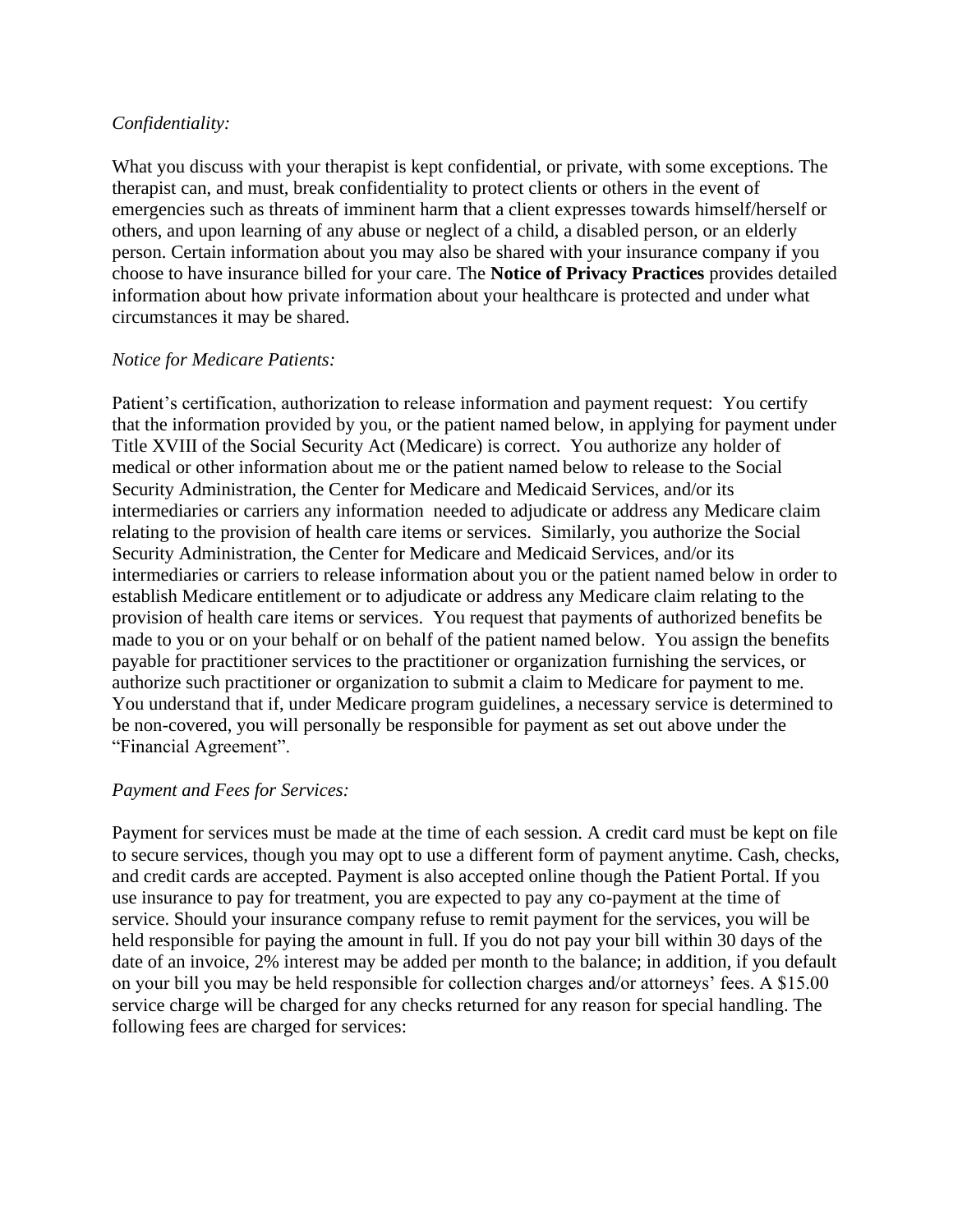*Confidentiality:*

What you discuss with your therapist is kept confidential, or private, with some exceptions. The therapist can, and must, break confidentiality to protect clients or others in the event of emergencies such as threats of imminent harm that a client expresses towards himself/herself or others, and upon learning of any abuse or neglect of a child, a disabled person, or an elderly person. Certain information about you may also be shared with your insurance company if you choose to have insurance billed for your care. The **Notice of Privacy Practices** provides detailed information about how private information about your healthcare is protected and under what circumstances it may be shared.

*Notice for Medicare Patients:*

Patient's certification, authorization to release information and payment request: You certify that the information provided by you, or the patient named below, in applying for payment under Title XVIII of the Social Security Act (Medicare) is correct. You authorize any holder of medical or other information about me or the patient named below to release to the Social Security Administration, the Center for Medicare and Medicaid Services, and/or its intermediaries or carriers any information needed to adjudicate or address any Medicare claim relating to the provision of health care items or services. Similarly, you authorize the Social Security Administration, the Center for Medicare and Medicaid Services, and/or its intermediaries or carriers to release information about you or the patient named below in order to establish Medicare entitlement or to adjudicate or address any Medicare claim relating to the provision of health care items or services. You request that payments of authorized benefits be made to you or on your behalf or on behalf of the patient named below. You assign the benefits payable for practitioner services to the practitioner or organization furnishing the services, or authorize such practitioner or organization to submit a claim to Medicare for payment to me. You understand that if, under Medicare program guidelines, a necessary service is determined to be non-covered, you will personally be responsible for payment as set out above under the "Financial Agreement".

*Payment and Fees for Services:*

Payment for services must be made at the time of each session. A credit card must be kept on file to secure services, though you may opt to use a different form of payment anytime. Cash, checks, and credit cards are accepted. Payment is also accepted online though the Patient Portal. If you use insurance to pay for treatment, you are expected to pay any co-payment at the time of service. Should your insurance company refuse to remit payment for the services, you will be held responsible for paying the amount in full. If you do not pay your bill within 30 days of the date of an invoice, 2% interest may be added per month to the balance; in addition, if you default on your bill you may be held responsible for collection charges and/or attorneys' fees. A $15.00 service charge will be charged for any checks returned for any reason for special handling. The following fees are charged for services: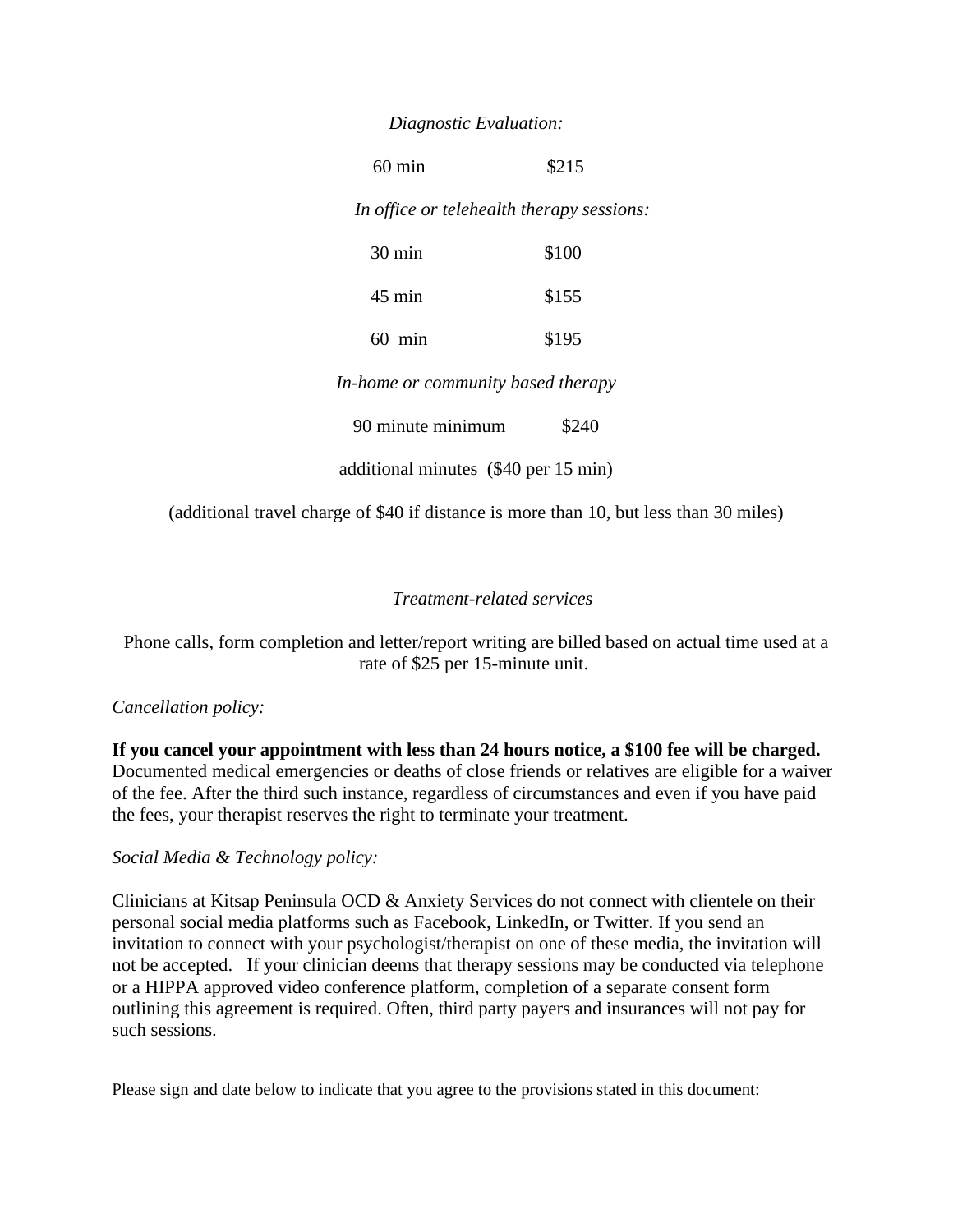*Diagnostic Evaluation:*

60 min $215

*In office or telehealth therapy sessions:*

30 min $100

45 min $155

60 min $195

*In-home or community based therapy*

90 minute minimum $240

additional minutes ($40 per 15 min)

(additional travel charge of $40 if distance is more than 10, but less than 30 miles)

*Treatment-related services*

Phone calls, form completion and letter/report writing are billed based on actual time used at a rate of $25 per 15-minute unit.

*Cancellation policy:*

**If you cancel your appointment with less than 24 hours notice, a $100 fee will be charged.** Documented medical emergencies or deaths of close friends or relatives are eligible for a waiver of the fee. After the third such instance, regardless of circumstances and even if you have paid the fees, your therapist reserves the right to terminate your treatment.

*Social Media & Technology policy:*

Clinicians at Kitsap Peninsula OCD & Anxiety Services do not connect with clientele on their personal social media platforms such as Facebook, LinkedIn, or Twitter. If you send an invitation to connect with your psychologist/therapist on one of these media, the invitation will not be accepted. If your clinician deems that therapy sessions may be conducted via telephone or a HIPPA approved video conference platform, completion of a separate consent form outlining this agreement is required. Often, third party payers and insurances will not pay for such sessions.

Please sign and date below to indicate that you agree to the provisions stated in this document: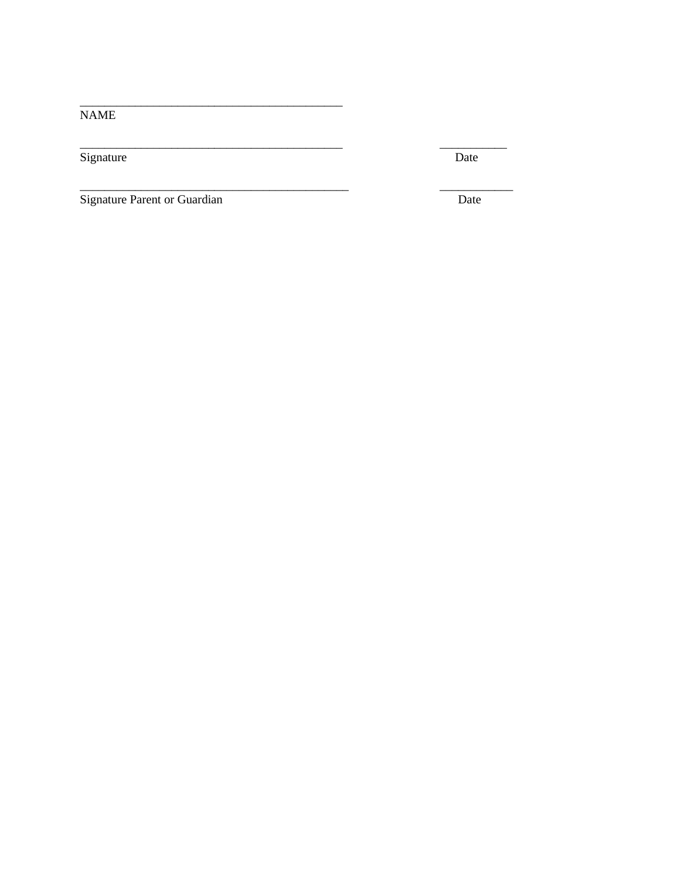____________________________________________
NAME

____________________________________________ ___________
Signature Date

_____________________________________________ ____________
Signature Parent or Guardian Date